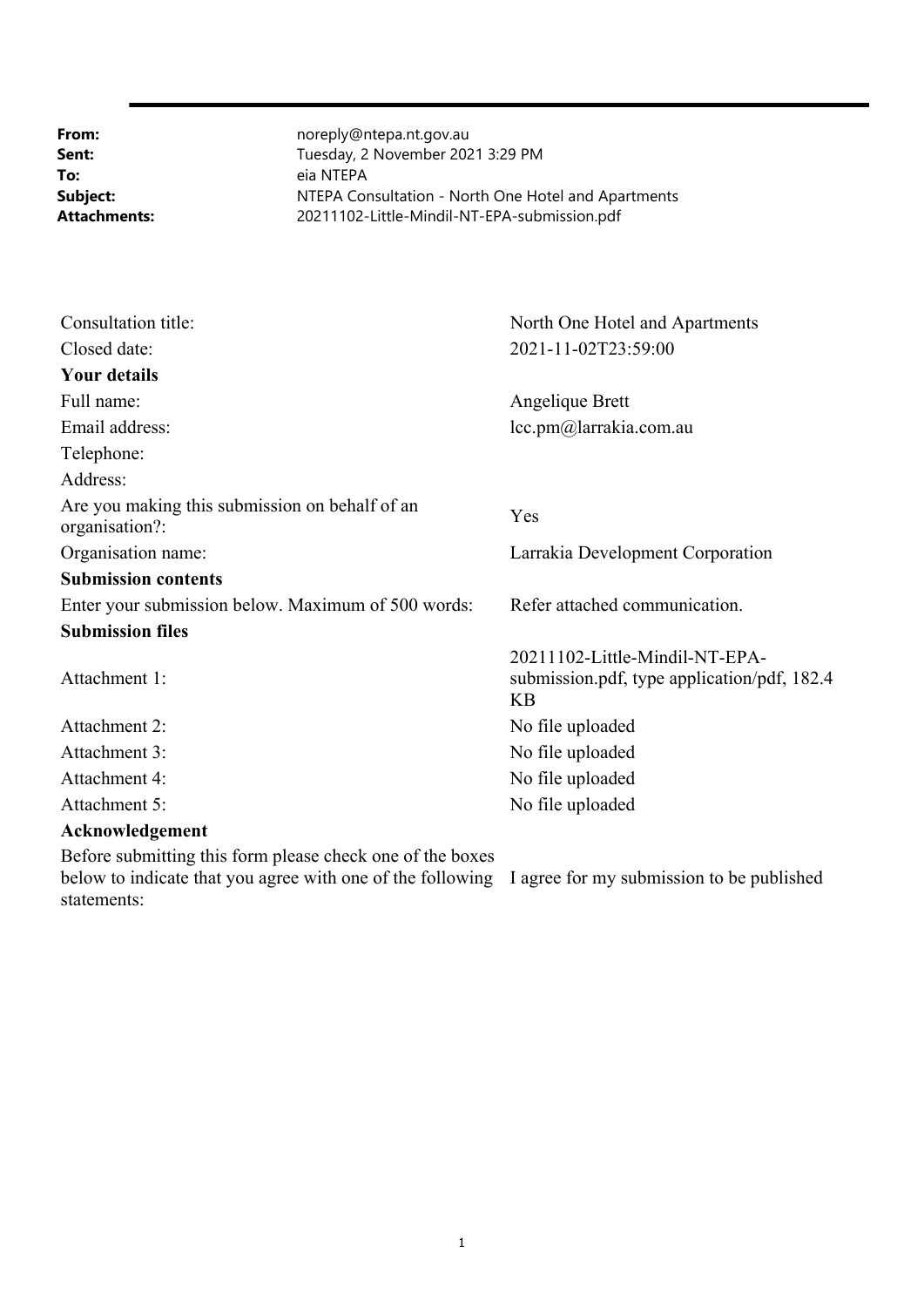| | |
|---|---|
| **From:** | noreply@ntepa.nt.gov.au |
| **Sent:** | Tuesday, 2 November 2021 3:29 PM |
| **To:** | eia NTEPA |
| **Subject:** | NTEPA Consultation - North One Hotel and Apartments |
| **Attachments:** | 20211102-Little-Mindil-NT-EPA-submission.pdf |

| | |
|---|---|
| Consultation title: | North One Hotel and Apartments |
| Closed date: | 2021-11-02T23:59:00 |
| **Your details** | |
| Full name: | Angelique Brett |
| Email address: | lcc.pm@larrakia.com.au |
| Telephone: | |
| Address: | |
| Are you making this submission on behalf of an organisation?: | Yes |
| Organisation name: | Larrakia Development Corporation |
| **Submission contents** | |
| Enter your submission below. Maximum of 500 words: | Refer attached communication. |
| **Submission files** | |
| Attachment 1: | 20211102-Little-Mindil-NT-EPA-submission.pdf, type application/pdf, 182.4 KB |
| Attachment 2: | No file uploaded |
| Attachment 3: | No file uploaded |
| Attachment 4: | No file uploaded |
| Attachment 5: | No file uploaded |
| **Acknowledgement** | |
| Before submitting this form please check one of the boxes below to indicate that you agree with one of the following statements: | I agree for my submission to be published |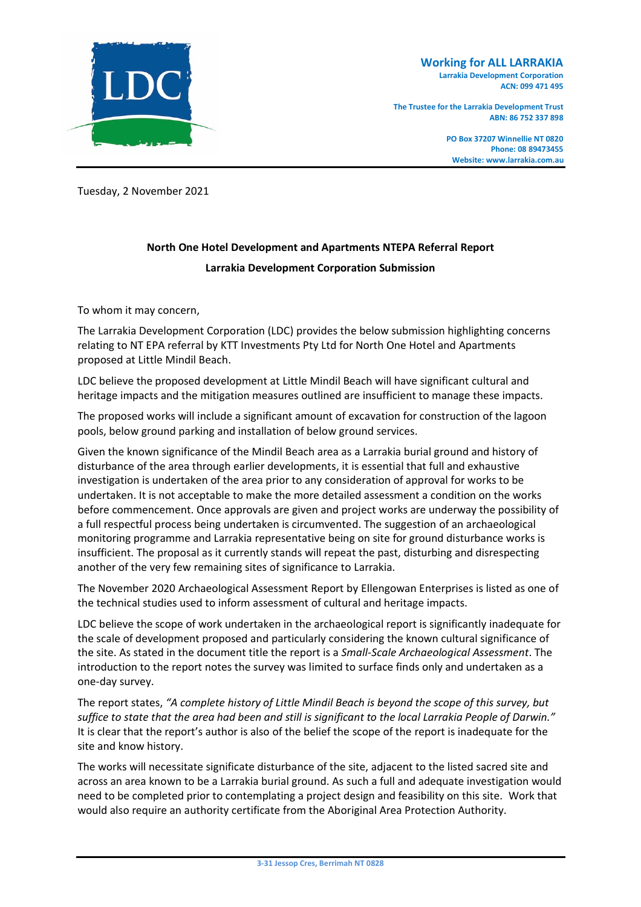Tuesday, 2 November 2021

**North One Hotel Development and Apartments NTEPA Referral Report**

**Larrakia Development Corporation Submission**

To whom it may concern,

The Larrakia Development Corporation (LDC) provides the below submission highlighting concerns relating to NT EPA referral by KTT Investments Pty Ltd for North One Hotel and Apartments proposed at Little Mindil Beach.

LDC believe the proposed development at Little Mindil Beach will have significant cultural and heritage impacts and the mitigation measures outlined are insufficient to manage these impacts.

The proposed works will include a significant amount of excavation for construction of the lagoon pools, below ground parking and installation of below ground services.

Given the known significance of the Mindil Beach area as a Larrakia burial ground and history of disturbance of the area through earlier developments, it is essential that full and exhaustive investigation is undertaken of the area prior to any consideration of approval for works to be undertaken. It is not acceptable to make the more detailed assessment a condition on the works before commencement. Once approvals are given and project works are underway the possibility of a full respectful process being undertaken is circumvented. The suggestion of an archaeological monitoring programme and Larrakia representative being on site for ground disturbance works is insufficient. The proposal as it currently stands will repeat the past, disturbing and disrespecting another of the very few remaining sites of significance to Larrakia.

The November 2020 Archaeological Assessment Report by Ellengowan Enterprises is listed as one of the technical studies used to inform assessment of cultural and heritage impacts.

LDC believe the scope of work undertaken in the archaeological report is significantly inadequate for the scale of development proposed and particularly considering the known cultural significance of the site. As stated in the document title the report is a *Small-Scale Archaeological Assessment*. The introduction to the report notes the survey was limited to surface finds only and undertaken as a one-day survey.

The report states, *"A complete history of Little Mindil Beach is beyond the scope of this survey, but suffice to state that the area had been and still is significant to the local Larrakia People of Darwin."* It is clear that the report's author is also of the belief the scope of the report is inadequate for the site and know history.

The works will necessitate significate disturbance of the site, adjacent to the listed sacred site and across an area known to be a Larrakia burial ground. As such a full and adequate investigation would need to be completed prior to contemplating a project design and feasibility on this site. Work that would also require an authority certificate from the Aboriginal Area Protection Authority.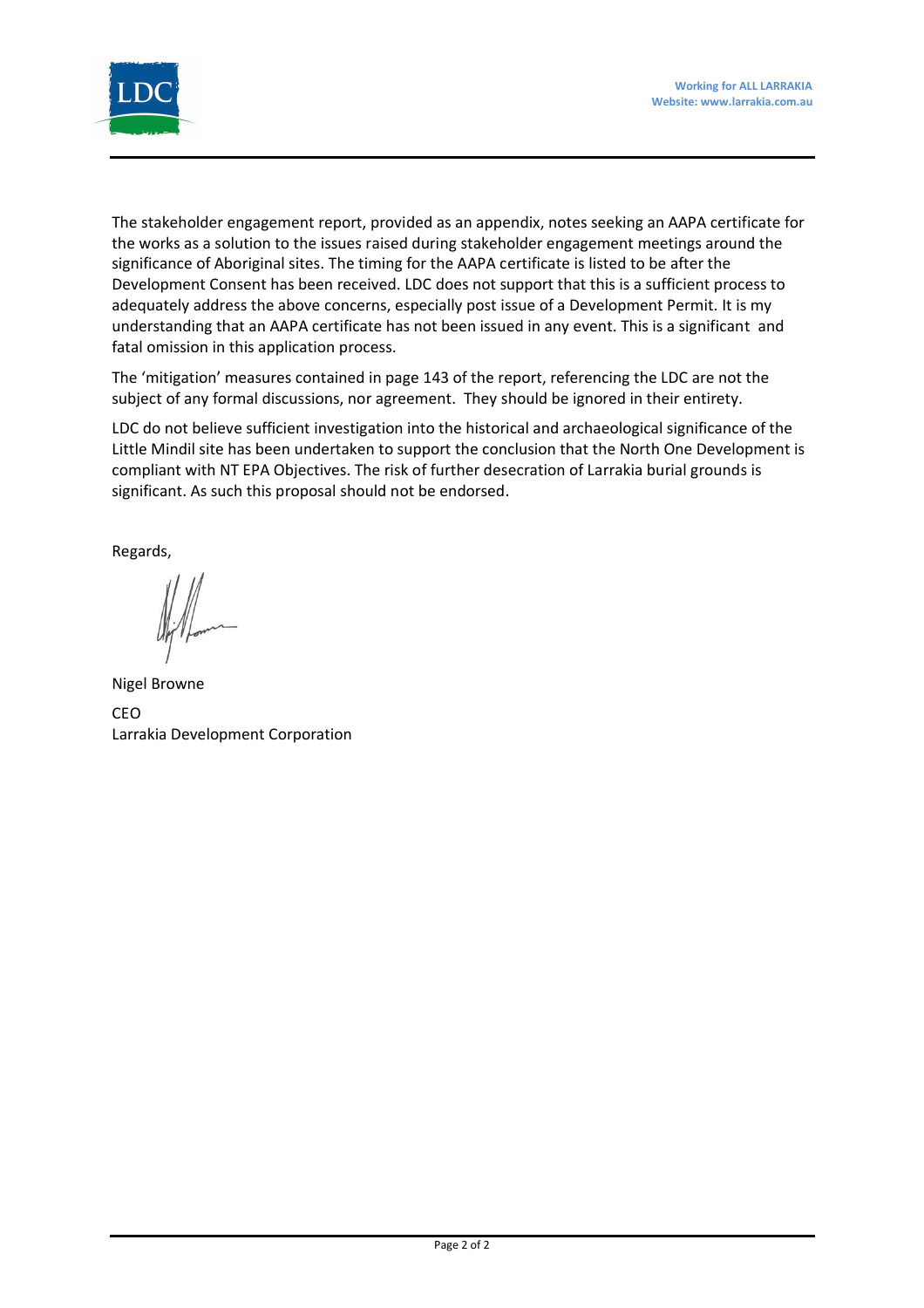The stakeholder engagement report, provided as an appendix, notes seeking an AAPA certificate for the works as a solution to the issues raised during stakeholder engagement meetings around the significance of Aboriginal sites. The timing for the AAPA certificate is listed to be after the Development Consent has been received. LDC does not support that this is a sufficient process to adequately address the above concerns, especially post issue of a Development Permit. It is my understanding that an AAPA certificate has not been issued in any event. This is a significant and fatal omission in this application process.

The 'mitigation' measures contained in page 143 of the report, referencing the LDC are not the subject of any formal discussions, nor agreement. They should be ignored in their entirety.

LDC do not believe sufficient investigation into the historical and archaeological significance of the Little Mindil site has been undertaken to support the conclusion that the North One Development is compliant with NT EPA Objectives. The risk of further desecration of Larrakia burial grounds is significant. As such this proposal should not be endorsed.

Regards,

Nigel Browne

CEO
Larrakia Development Corporation